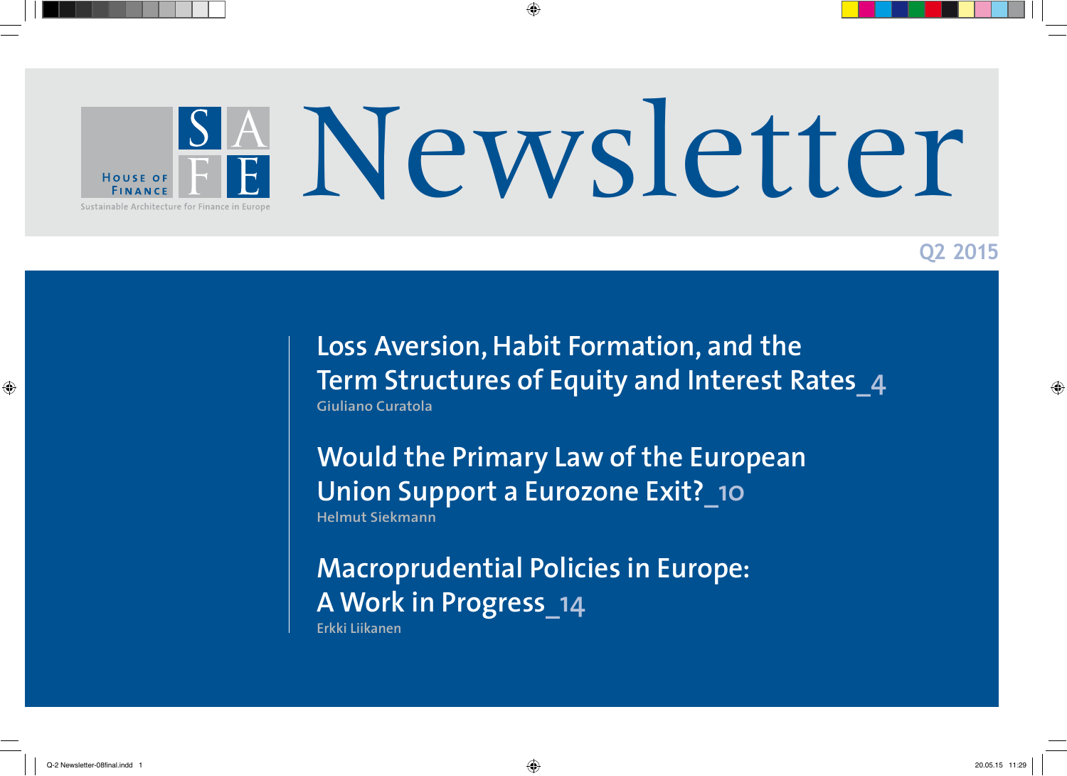House of Finance

SAFE

Sustainable Architecture for Finance in Europe

# Newsletter

Q2 2015

## Loss Aversion, Habit Formation, and the Term Structures of Equity and Interest Rates_4
Giuliano Curatola

## Would the Primary Law of the European Union Support a Eurozone Exit?_10
Helmut Siekmann

## Macroprudential Policies in Europe: A Work in Progress_14
Erkki Liikanen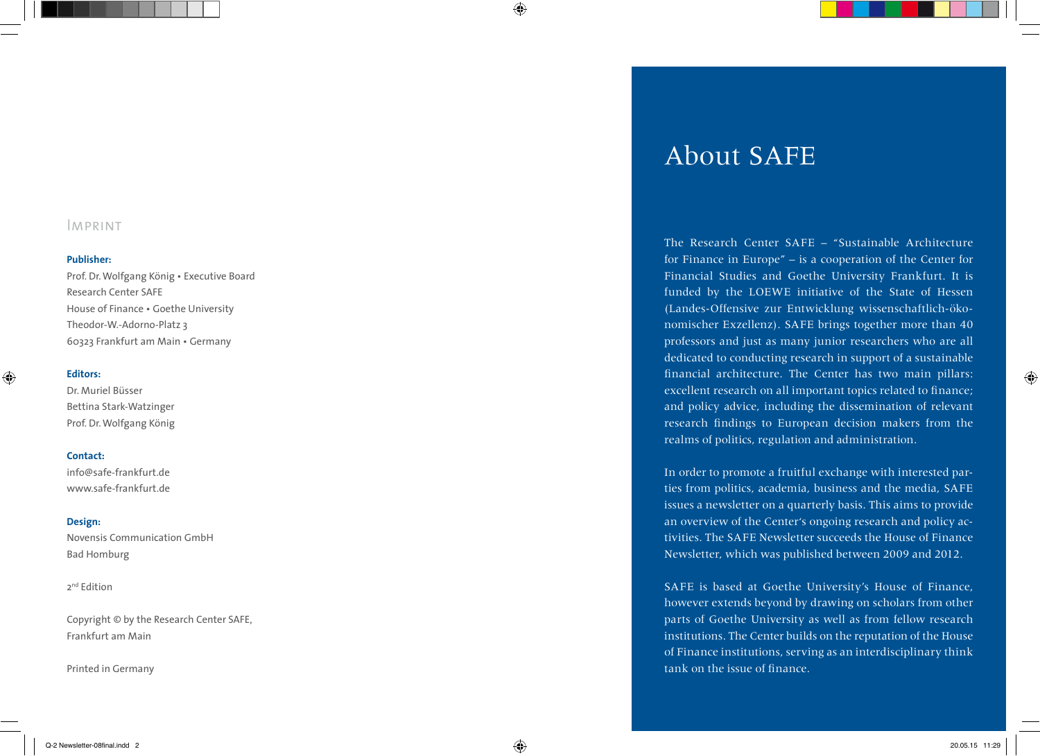## Imprint

**Publisher:**
Prof. Dr. Wolfgang König • Executive Board
Research Center SAFE
House of Finance • Goethe University
Theodor-W.-Adorno-Platz 3
60323 Frankfurt am Main • Germany

**Editors:**
Dr. Muriel Büsser
Bettina Stark-Watzinger
Prof. Dr. Wolfgang König

**Contact:**
info@safe-frankfurt.de
www.safe-frankfurt.de

**Design:**
Novensis Communication GmbH
Bad Homburg

2nd Edition

Copyright © by the Research Center SAFE,
Frankfurt am Main

Printed in Germany

# About SAFE

The Research Center SAFE – "Sustainable Architecture for Finance in Europe" – is a cooperation of the Center for Financial Studies and Goethe University Frankfurt. It is funded by the LOEWE initiative of the State of Hessen (Landes-Offensive zur Entwicklung wissenschaftlich-ökonomischer Exzellenz). SAFE brings together more than 40 professors and just as many junior researchers who are all dedicated to conducting research in support of a sustainable financial architecture. The Center has two main pillars: excellent research on all important topics related to finance; and policy advice, including the dissemination of relevant research findings to European decision makers from the realms of politics, regulation and administration.

In order to promote a fruitful exchange with interested parties from politics, academia, business and the media, SAFE issues a newsletter on a quarterly basis. This aims to provide an overview of the Center's ongoing research and policy activities. The SAFE Newsletter succeeds the House of Finance Newsletter, which was published between 2009 and 2012.

SAFE is based at Goethe University's House of Finance, however extends beyond by drawing on scholars from other parts of Goethe University as well as from fellow research institutions. The Center builds on the reputation of the House of Finance institutions, serving as an interdisciplinary think tank on the issue of finance.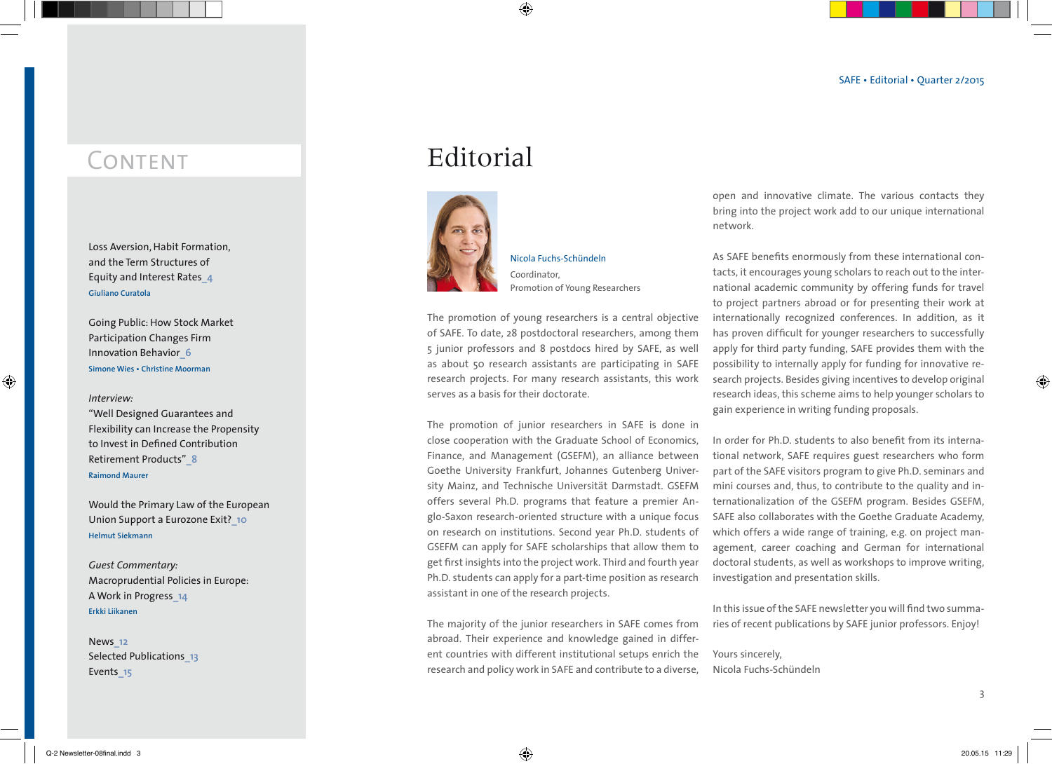# Content

Loss Aversion, Habit Formation, and the Term Structures of Equity and Interest Rates_4
Giuliano Curatola

Going Public: How Stock Market Participation Changes Firm Innovation Behavior_6
Simone Wies • Christine Moorman

*Interview:*
"Well Designed Guarantees and Flexibility can Increase the Propensity to Invest in Defined Contribution Retirement Products"_8
Raimond Maurer

Would the Primary Law of the European Union Support a Eurozone Exit?_10
Helmut Siekmann

*Guest Commentary:*
Macroprudential Policies in Europe: A Work in Progress_14
Erkki Liikanen

News_12
Selected Publications_13
Events_15

# Editorial

Nicola Fuchs-Schündeln
Coordinator,
Promotion of Young Researchers

The promotion of young researchers is a central objective of SAFE. To date, 28 postdoctoral researchers, among them 5 junior professors and 8 postdocs hired by SAFE, as well as about 50 research assistants are participating in SAFE research projects. For many research assistants, this work serves as a basis for their doctorate.

The promotion of junior researchers in SAFE is done in close cooperation with the Graduate School of Economics, Finance, and Management (GSEFM), an alliance between Goethe University Frankfurt, Johannes Gutenberg University Mainz, and Technische Universität Darmstadt. GSEFM offers several Ph.D. programs that feature a premier Anglo-Saxon research-oriented structure with a unique focus on research on institutions. Second year Ph.D. students of GSEFM can apply for SAFE scholarships that allow them to get first insights into the project work. Third and fourth year Ph.D. students can apply for a part-time position as research assistant in one of the research projects.

The majority of the junior researchers in SAFE comes from abroad. Their experience and knowledge gained in different countries with different institutional setups enrich the research and policy work in SAFE and contribute to a diverse, open and innovative climate. The various contacts they bring into the project work add to our unique international network.

As SAFE benefits enormously from these international contacts, it encourages young scholars to reach out to the international academic community by offering funds for travel to project partners abroad or for presenting their work at internationally recognized conferences. In addition, as it has proven difficult for younger researchers to successfully apply for third party funding, SAFE provides them with the possibility to internally apply for funding for innovative research projects. Besides giving incentives to develop original research ideas, this scheme aims to help younger scholars to gain experience in writing funding proposals.

In order for Ph.D. students to also benefit from its international network, SAFE requires guest researchers who form part of the SAFE visitors program to give Ph.D. seminars and mini courses and, thus, to contribute to the quality and internationalization of the GSEFM program. Besides GSEFM, SAFE also collaborates with the Goethe Graduate Academy, which offers a wide range of training, e.g. on project management, career coaching and German for international doctoral students, as well as workshops to improve writing, investigation and presentation skills.

In this issue of the SAFE newsletter you will find two summaries of recent publications by SAFE junior professors. Enjoy!

Yours sincerely,
Nicola Fuchs-Schündeln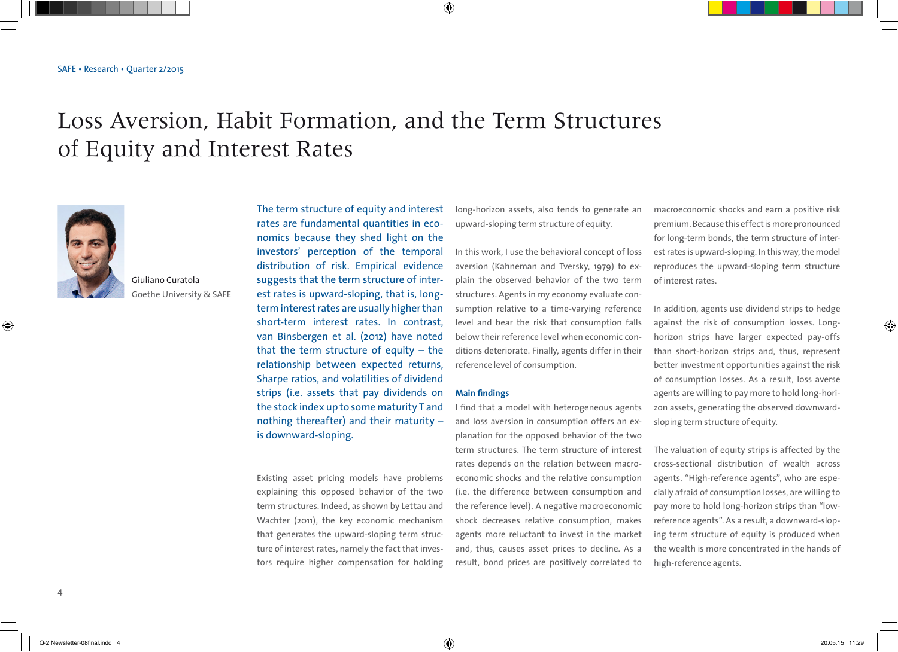# Loss Aversion, Habit Formation, and the Term Structures of Equity and Interest Rates

Giuliano Curatola
Goethe University & SAFE

The term structure of equity and interest rates are fundamental quantities in economics because they shed light on the investors' perception of the temporal distribution of risk. Empirical evidence suggests that the term structure of interest rates is upward-sloping, that is, long-term interest rates are usually higher than short-term interest rates. In contrast, van Binsbergen et al. (2012) have noted that the term structure of equity – the relationship between expected returns, Sharpe ratios, and volatilities of dividend strips (i.e. assets that pay dividends on the stock index up to some maturity T and nothing thereafter) and their maturity – is downward-sloping.

Existing asset pricing models have problems explaining this opposed behavior of the two term structures. Indeed, as shown by Lettau and Wachter (2011), the key economic mechanism that generates the upward-sloping term structure of interest rates, namely the fact that investors require higher compensation for holding long-horizon assets, also tends to generate an upward-sloping term structure of equity.

In this work, I use the behavioral concept of loss aversion (Kahneman and Tversky, 1979) to explain the observed behavior of the two term structures. Agents in my economy evaluate consumption relative to a time-varying reference level and bear the risk that consumption falls below their reference level when economic conditions deteriorate. Finally, agents differ in their reference level of consumption.

**Main findings**

I find that a model with heterogeneous agents and loss aversion in consumption offers an explanation for the opposed behavior of the two term structures. The term structure of interest rates depends on the relation between macroeconomic shocks and the relative consumption (i.e. the difference between consumption and the reference level). A negative macroeconomic shock decreases relative consumption, makes agents more reluctant to invest in the market and, thus, causes asset prices to decline. As a result, bond prices are positively correlated to macroeconomic shocks and earn a positive risk premium. Because this effect is more pronounced for long-term bonds, the term structure of interest rates is upward-sloping. In this way, the model reproduces the upward-sloping term structure of interest rates.

In addition, agents use dividend strips to hedge against the risk of consumption losses. Long-horizon strips have larger expected pay-offs than short-horizon strips and, thus, represent better investment opportunities against the risk of consumption losses. As a result, loss averse agents are willing to pay more to hold long-horizon assets, generating the observed downward-sloping term structure of equity.

The valuation of equity strips is affected by the cross-sectional distribution of wealth across agents. "High-reference agents", who are especially afraid of consumption losses, are willing to pay more to hold long-horizon strips than "low-reference agents". As a result, a downward-sloping term structure of equity is produced when the wealth is more concentrated in the hands of high-reference agents.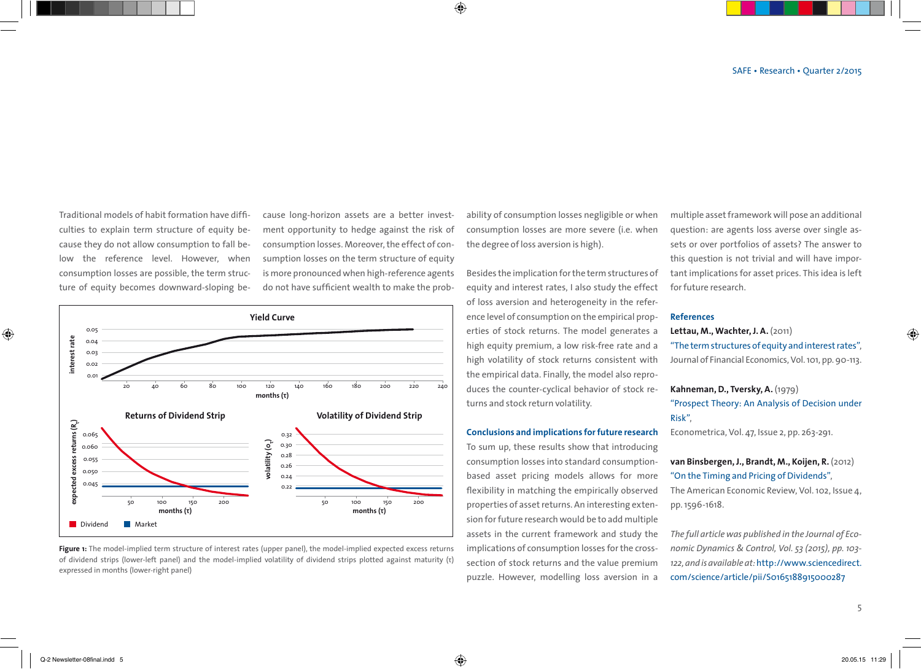Traditional models of habit formation have difficulties to explain term structure of equity because they do not allow consumption to fall below the reference level. However, when consumption losses are possible, the term structure of equity becomes downward-sloping because long-horizon assets are a better investment opportunity to hedge against the risk of consumption losses. Moreover, the effect of consumption losses on the term structure of equity is more pronounced when high-reference agents do not have sufficient wealth to make the probability of consumption losses negligible or when consumption losses are more severe (i.e. when the degree of loss aversion is high).

**Figure 1:** The model-implied term structure of interest rates (upper panel), the model-implied expected excess returns of dividend strips (lower-left panel) and the model-implied volatility of dividend strips plotted against maturity (τ) expressed in months (lower-right panel)

Besides the implication for the term structures of equity and interest rates, I also study the effect of loss aversion and heterogeneity in the reference level of consumption on the empirical properties of stock returns. The model generates a high equity premium, a low risk-free rate and a high volatility of stock returns consistent with the empirical data. Finally, the model also reproduces the counter-cyclical behavior of stock returns and stock return volatility.

### Conclusions and implications for future research

To sum up, these results show that introducing consumption losses into standard consumption-based asset pricing models allows for more flexibility in matching the empirically observed properties of asset returns. An interesting extension for future research would be to add multiple assets in the current framework and study the implications of consumption losses for the cross-section of stock returns and the value premium puzzle. However, modelling loss aversion in a multiple asset framework will pose an additional question: are agents loss averse over single assets or over portfolios of assets? The answer to this question is not trivial and will have important implications for asset prices. This idea is left for future research.

### References

**Lettau, M., Wachter, J. A.** (2011)
"The term structures of equity and interest rates",
Journal of Financial Economics, Vol. 101, pp. 90-113.

**Kahneman, D., Tversky, A.** (1979)
"Prospect Theory: An Analysis of Decision under Risk",
Econometrica, Vol. 47, Issue 2, pp. 263-291.

**van Binsbergen, J., Brandt, M., Koijen, R.** (2012)
"On the Timing and Pricing of Dividends",
The American Economic Review, Vol. 102, Issue 4, pp. 1596-1618.

*The full article was published in the Journal of Economic Dynamics & Control, Vol. 53 (2015), pp. 103-122, and is available at:* http://www.sciencedirect.com/science/article/pii/S0165188915000287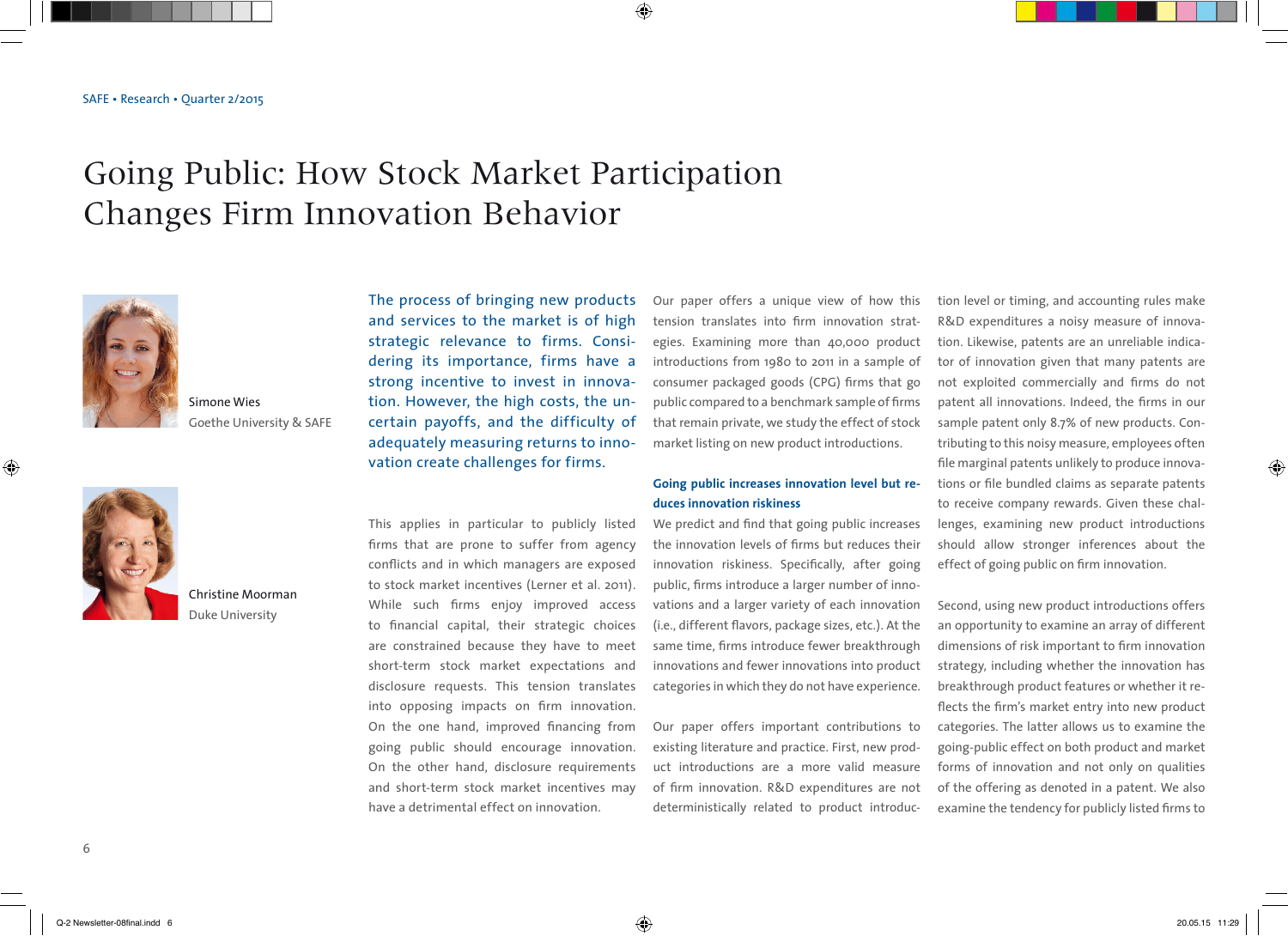# Going Public: How Stock Market Participation Changes Firm Innovation Behavior

Simone Wies
Goethe University & SAFE

Christine Moorman
Duke University

**The process of bringing new products and services to the market is of high strategic relevance to firms. Considering its importance, firms have a strong incentive to invest in innovation. However, the high costs, the uncertain payoffs, and the difficulty of adequately measuring returns to innovation create challenges for firms.**

This applies in particular to publicly listed firms that are prone to suffer from agency conflicts and in which managers are exposed to stock market incentives (Lerner et al. 2011). While such firms enjoy improved access to financial capital, their strategic choices are constrained because they have to meet short-term stock market expectations and disclosure requests. This tension translates into opposing impacts on firm innovation. On the one hand, improved financing from going public should encourage innovation. On the other hand, disclosure requirements and short-term stock market incentives may have a detrimental effect on innovation.

Our paper offers a unique view of how this tension translates into firm innovation strategies. Examining more than 40,000 product introductions from 1980 to 2011 in a sample of consumer packaged goods (CPG) firms that go public compared to a benchmark sample of firms that remain private, we study the effect of stock market listing on new product introductions.

### Going public increases innovation level but reduces innovation riskiness

We predict and find that going public increases the innovation levels of firms but reduces their innovation riskiness. Specifically, after going public, firms introduce a larger number of innovations and a larger variety of each innovation (i.e., different flavors, package sizes, etc.). At the same time, firms introduce fewer breakthrough innovations and fewer innovations into product categories in which they do not have experience.

Our paper offers important contributions to existing literature and practice. First, new product introductions are a more valid measure of firm innovation. R&D expenditures are not deterministically related to product introduction level or timing, and accounting rules make R&D expenditures a noisy measure of innovation. Likewise, patents are an unreliable indicator of innovation given that many patents are not exploited commercially and firms do not patent all innovations. Indeed, the firms in our sample patent only 8.7% of new products. Contributing to this noisy measure, employees often file marginal patents unlikely to produce innovations or file bundled claims as separate patents to receive company rewards. Given these challenges, examining new product introductions should allow stronger inferences about the effect of going public on firm innovation.

Second, using new product introductions offers an opportunity to examine an array of different dimensions of risk important to firm innovation strategy, including whether the innovation has breakthrough product features or whether it reflects the firm's market entry into new product categories. The latter allows us to examine the going-public effect on both product and market forms of innovation and not only on qualities of the offering as denoted in a patent. We also examine the tendency for publicly listed firms to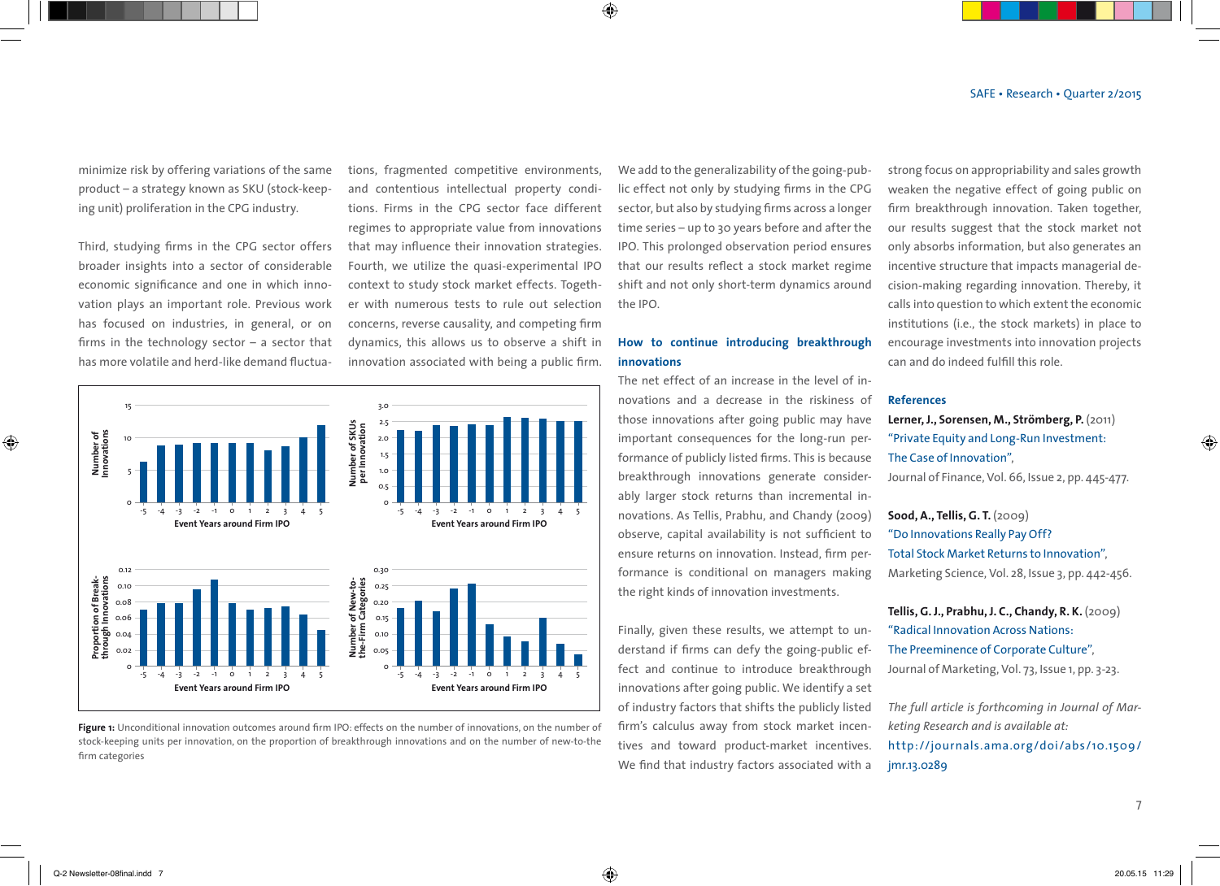minimize risk by offering variations of the same product – a strategy known as SKU (stock-keeping unit) proliferation in the CPG industry.

Third, studying firms in the CPG sector offers broader insights into a sector of considerable economic significance and one in which innovation plays an important role. Previous work has focused on industries, in general, or on firms in the technology sector – a sector that has more volatile and herd-like demand fluctuations, fragmented competitive environments, and contentious intellectual property conditions. Firms in the CPG sector face different regimes to appropriate value from innovations that may influence their innovation strategies. Fourth, we utilize the quasi-experimental IPO context to study stock market effects. Together with numerous tests to rule out selection concerns, reverse causality, and competing firm dynamics, this allows us to observe a shift in innovation associated with being a public firm.

**Figure 1:** Unconditional innovation outcomes around firm IPO: effects on the number of innovations, on the number of stock-keeping units per innovation, on the proportion of breakthrough innovations and on the number of new-to-the firm categories

We add to the generalizability of the going-public effect not only by studying firms in the CPG sector, but also by studying firms across a longer time series – up to 30 years before and after the IPO. This prolonged observation period ensures that our results reflect a stock market regime shift and not only short-term dynamics around the IPO.

### How to continue introducing breakthrough innovations

The net effect of an increase in the level of innovations and a decrease in the riskiness of those innovations after going public may have important consequences for the long-run performance of publicly listed firms. This is because breakthrough innovations generate considerably larger stock returns than incremental innovations. As Tellis, Prabhu, and Chandy (2009) observe, capital availability is not sufficient to ensure returns on innovation. Instead, firm performance is conditional on managers making the right kinds of innovation investments.

Finally, given these results, we attempt to understand if firms can defy the going-public effect and continue to introduce breakthrough innovations after going public. We identify a set of industry factors that shifts the publicly listed firm's calculus away from stock market incentives and toward product-market incentives. We find that industry factors associated with a strong focus on appropriability and sales growth weaken the negative effect of going public on firm breakthrough innovation. Taken together, our results suggest that the stock market not only absorbs information, but also generates an incentive structure that impacts managerial decision-making regarding innovation. Thereby, it calls into question to which extent the economic institutions (i.e., the stock markets) in place to encourage investments into innovation projects can and do indeed fulfill this role.

### References

**Lerner, J., Sorensen, M., Strömberg, P.** (2011)
"Private Equity and Long-Run Investment: The Case of Innovation",
Journal of Finance, Vol. 66, Issue 2, pp. 445-477.

**Sood, A., Tellis, G. T.** (2009)
"Do Innovations Really Pay Off? Total Stock Market Returns to Innovation",
Marketing Science, Vol. 28, Issue 3, pp. 442-456.

**Tellis, G. J., Prabhu, J. C., Chandy, R. K.** (2009)
"Radical Innovation Across Nations: The Preeminence of Corporate Culture",
Journal of Marketing, Vol. 73, Issue 1, pp. 3-23.

*The full article is forthcoming in Journal of Marketing Research and is available at:*
http://journals.ama.org/doi/abs/10.1509/jmr.13.0289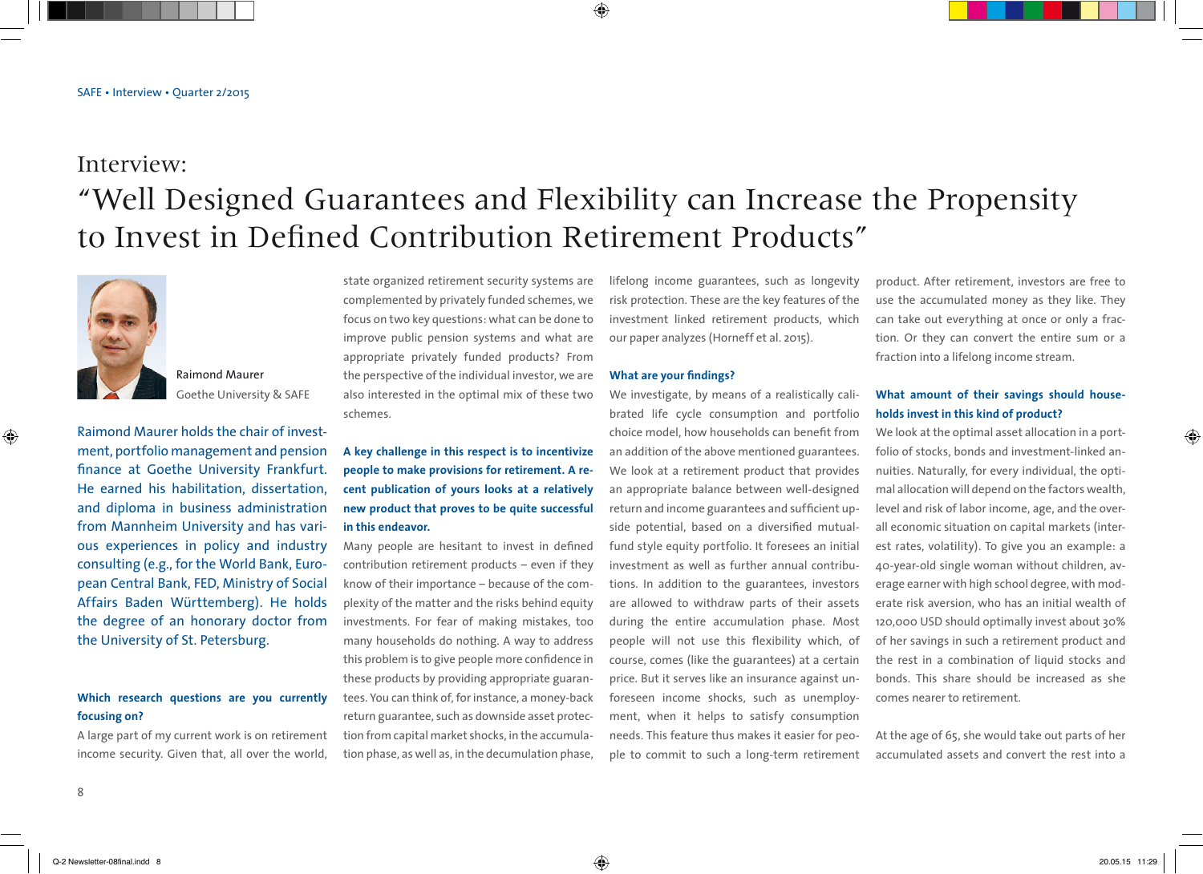# Interview: "Well Designed Guarantees and Flexibility can Increase the Propensity to Invest in Defined Contribution Retirement Products"

Raimond Maurer
Goethe University & SAFE

Raimond Maurer holds the chair of investment, portfolio management and pension finance at Goethe University Frankfurt. He earned his habilitation, dissertation, and diploma in business administration from Mannheim University and has various experiences in policy and industry consulting (e.g., for the World Bank, European Central Bank, FED, Ministry of Social Affairs Baden Württemberg). He holds the degree of an honorary doctor from the University of St. Petersburg.

**Which research questions are you currently focusing on?**

A large part of my current work is on retirement income security. Given that, all over the world, state organized retirement security systems are complemented by privately funded schemes, we focus on two key questions: what can be done to improve public pension systems and what are appropriate privately funded products? From the perspective of the individual investor, we are also interested in the optimal mix of these two schemes.

**A key challenge in this respect is to incentivize people to make provisions for retirement. A recent publication of yours looks at a relatively new product that proves to be quite successful in this endeavor.**

Many people are hesitant to invest in defined contribution retirement products – even if they know of their importance – because of the complexity of the matter and the risks behind equity investments. For fear of making mistakes, too many households do nothing. A way to address this problem is to give people more confidence in these products by providing appropriate guarantees. You can think of, for instance, a money-back return guarantee, such as downside asset protection from capital market shocks, in the accumulation phase, as well as, in the decumulation phase, lifelong income guarantees, such as longevity risk protection. These are the key features of the investment linked retirement products, which our paper analyzes (Horneff et al. 2015).

**What are your findings?**

We investigate, by means of a realistically calibrated life cycle consumption and portfolio choice model, how households can benefit from an addition of the above mentioned guarantees. We look at a retirement product that provides an appropriate balance between well-designed return and income guarantees and sufficient upside potential, based on a diversified mutual-fund style equity portfolio. It foresees an initial investment as well as further annual contributions. In addition to the guarantees, investors are allowed to withdraw parts of their assets during the entire accumulation phase. Most people will not use this flexibility which, of course, comes (like the guarantees) at a certain price. But it serves like an insurance against unforeseen income shocks, such as unemployment, when it helps to satisfy consumption needs. This feature thus makes it easier for people to commit to such a long-term retirement product. After retirement, investors are free to use the accumulated money as they like. They can take out everything at once or only a fraction. Or they can convert the entire sum or a fraction into a lifelong income stream.

**What amount of their savings should households invest in this kind of product?**

We look at the optimal asset allocation in a portfolio of stocks, bonds and investment-linked annuities. Naturally, for every individual, the optimal allocation will depend on the factors wealth, level and risk of labor income, age, and the overall economic situation on capital markets (interest rates, volatility). To give you an example: a 40-year-old single woman without children, average earner with high school degree, with moderate risk aversion, who has an initial wealth of 120,000 USD should optimally invest about 30% of her savings in such a retirement product and the rest in a combination of liquid stocks and bonds. This share should be increased as she comes nearer to retirement.

At the age of 65, she would take out parts of her accumulated assets and convert the rest into a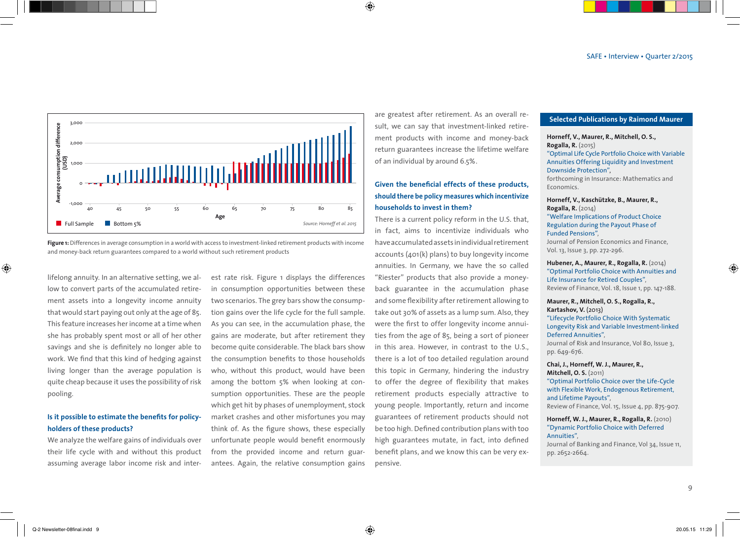Figure 1: Differences in average consumption in a world with access to investment-linked retirement products with income and money-back return guarantees compared to a world without such retirement products

lifelong annuity. In an alternative setting, we allow to convert parts of the accumulated retirement assets into a longevity income annuity that would start paying out only at the age of 85. This feature increases her income at a time when she has probably spent most or all of her other savings and she is definitely no longer able to work. We find that this kind of hedging against living longer than the average population is quite cheap because it uses the possibility of risk pooling.

**Is it possible to estimate the benefits for policyholders of these products?**

We analyze the welfare gains of individuals over their life cycle with and without this product assuming average labor income risk and interest rate risk. Figure 1 displays the differences in consumption opportunities between these two scenarios. The grey bars show the consumption gains over the life cycle for the full sample. As you can see, in the accumulation phase, the gains are moderate, but after retirement they become quite considerable. The black bars show the consumption benefits to those households who, without this product, would have been among the bottom 5% when looking at consumption opportunities. These are the people which get hit by phases of unemployment, stock market crashes and other misfortunes you may think of. As the figure shows, these especially unfortunate people would benefit enormously from the provided income and return guarantees. Again, the relative consumption gains are greatest after retirement. As an overall result, we can say that investment-linked retirement products with income and money-back return guarantees increase the lifetime welfare of an individual by around 6.5%.

**Given the beneficial effects of these products, should there be policy measures which incentivize households to invest in them?**

There is a current policy reform in the U.S. that, in fact, aims to incentivize individuals who have accumulated assets in individual retirement accounts (401(k) plans) to buy longevity income annuities. In Germany, we have the so called "Riester" products that also provide a money-back guarantee in the accumulation phase and some flexibility after retirement allowing to take out 30% of assets as a lump sum. Also, they were the first to offer longevity income annuities from the age of 85, being a sort of pioneer in this area. However, in contrast to the U.S., there is a lot of too detailed regulation around this topic in Germany, hindering the industry to offer the degree of flexibility that makes retirement products especially attractive to young people. Importantly, return and income guarantees of retirement products should not be too high. Defined contribution plans with too high guarantees mutate, in fact, into defined benefit plans, and we know this can be very expensive.

## Selected Publications by Raimond Maurer

**Horneff, V., Maurer, R., Mitchell, O. S., Rogalla, R.** (2015)
"Optimal Life Cycle Portfolio Choice with Variable Annuities Offering Liquidity and Investment Downside Protection",
forthcoming in Insurance: Mathematics and Economics.

**Horneff, V., Kaschützke, B., Maurer, R., Rogalla, R.** (2014)
"Welfare Implications of Product Choice Regulation during the Payout Phase of Funded Pensions",
Journal of Pension Economics and Finance, Vol. 13, Issue 3, pp. 272-296.

**Hubener, A., Maurer, R., Rogalla, R.** (2014)
"Optimal Portfolio Choice with Annuities and Life Insurance for Retired Couples",
Review of Finance, Vol. 18, Issue 1, pp. 147-188.

**Maurer, R., Mitchell, O. S., Rogalla, R., Kartashov, V.** (2013)
"Lifecycle Portfolio Choice With Systematic Longevity Risk and Variable Investment-linked Deferred Annuities",
Journal of Risk and Insurance, Vol 80, Issue 3, pp. 649-676.

**Chai, J., Horneff, W. J., Maurer, R., Mitchell, O. S.** (2011)
"Optimal Portfolio Choice over the Life-Cycle with Flexible Work, Endogenous Retirement, and Lifetime Payouts",
Review of Finance, Vol. 15, Issue 4, pp. 875-907.

**Horneff, W. J., Maurer, R., Rogalla, R.** (2010)
"Dynamic Portfolio Choice with Deferred Annuities",
Journal of Banking and Finance, Vol 34, Issue 11, pp. 2652-2664.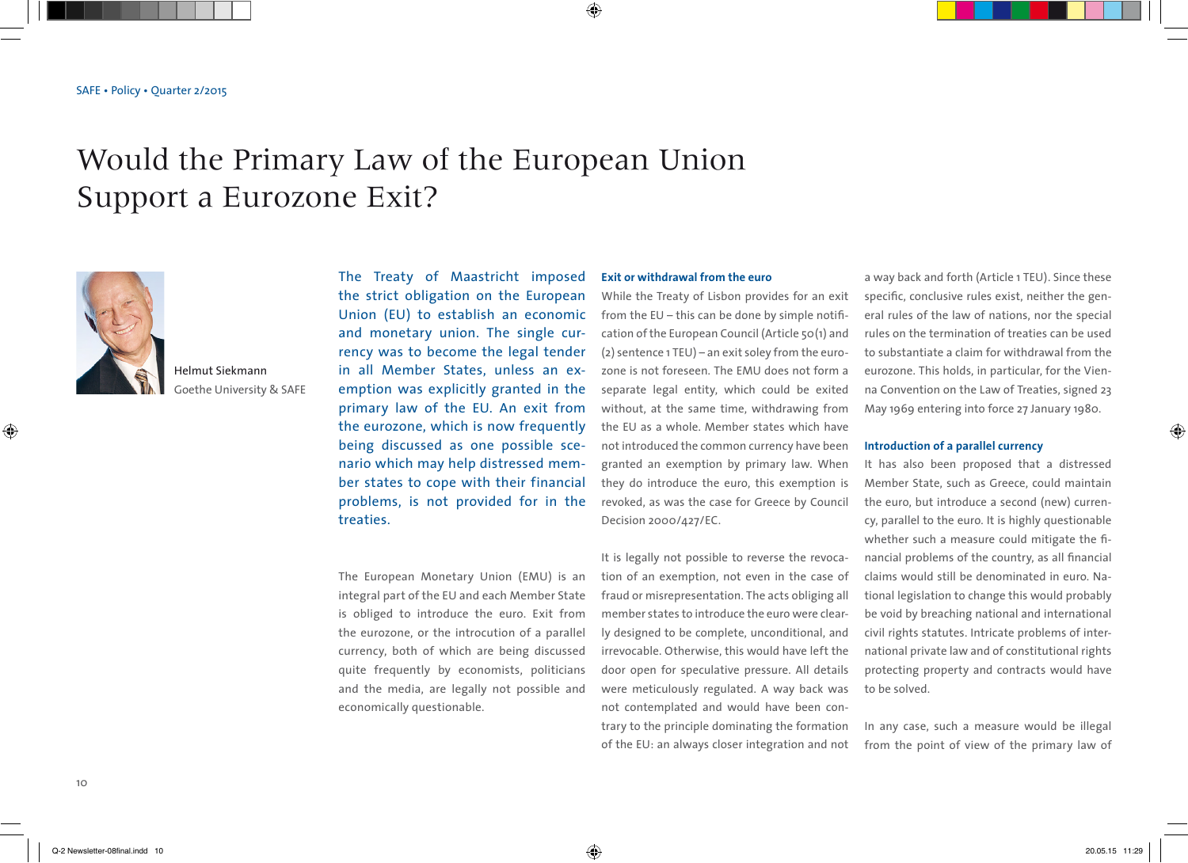# Would the Primary Law of the European Union Support a Eurozone Exit?

Helmut Siekmann
Goethe University & SAFE

The Treaty of Maastricht imposed the strict obligation on the European Union (EU) to establish an economic and monetary union. The single currency was to become the legal tender in all Member States, unless an exemption was explicitly granted in the primary law of the EU. An exit from the eurozone, which is now frequently being discussed as one possible scenario which may help distressed member states to cope with their financial problems, is not provided for in the treaties.

The European Monetary Union (EMU) is an integral part of the EU and each Member State is obliged to introduce the euro. Exit from the eurozone, or the introcution of a parallel currency, both of which are being discussed quite frequently by economists, politicians and the media, are legally not possible and economically questionable.

### Exit or withdrawal from the euro

While the Treaty of Lisbon provides for an exit from the EU – this can be done by simple notification of the European Council (Article 50(1) and (2) sentence 1 TEU) – an exit soley from the eurozone is not foreseen. The EMU does not form a separate legal entity, which could be exited without, at the same time, withdrawing from the EU as a whole. Member states which have not introduced the common currency have been granted an exemption by primary law. When they do introduce the euro, this exemption is revoked, as was the case for Greece by Council Decision 2000/427/EC.

It is legally not possible to reverse the revocation of an exemption, not even in the case of fraud or misrepresentation. The acts obliging all member states to introduce the euro were clearly designed to be complete, unconditional, and irrevocable. Otherwise, this would have left the door open for speculative pressure. All details were meticulously regulated. A way back was not contemplated and would have been contrary to the principle dominating the formation of the EU: an always closer integration and not a way back and forth (Article 1 TEU). Since these specific, conclusive rules exist, neither the general rules of the law of nations, nor the special rules on the termination of treaties can be used to substantiate a claim for withdrawal from the eurozone. This holds, in particular, for the Vienna Convention on the Law of Treaties, signed 23 May 1969 entering into force 27 January 1980.

### Introduction of a parallel currency

It has also been proposed that a distressed Member State, such as Greece, could maintain the euro, but introduce a second (new) currency, parallel to the euro. It is highly questionable whether such a measure could mitigate the financial problems of the country, as all financial claims would still be denominated in euro. National legislation to change this would probably be void by breaching national and international civil rights statutes. Intricate problems of international private law and of constitutional rights protecting property and contracts would have to be solved.

In any case, such a measure would be illegal from the point of view of the primary law of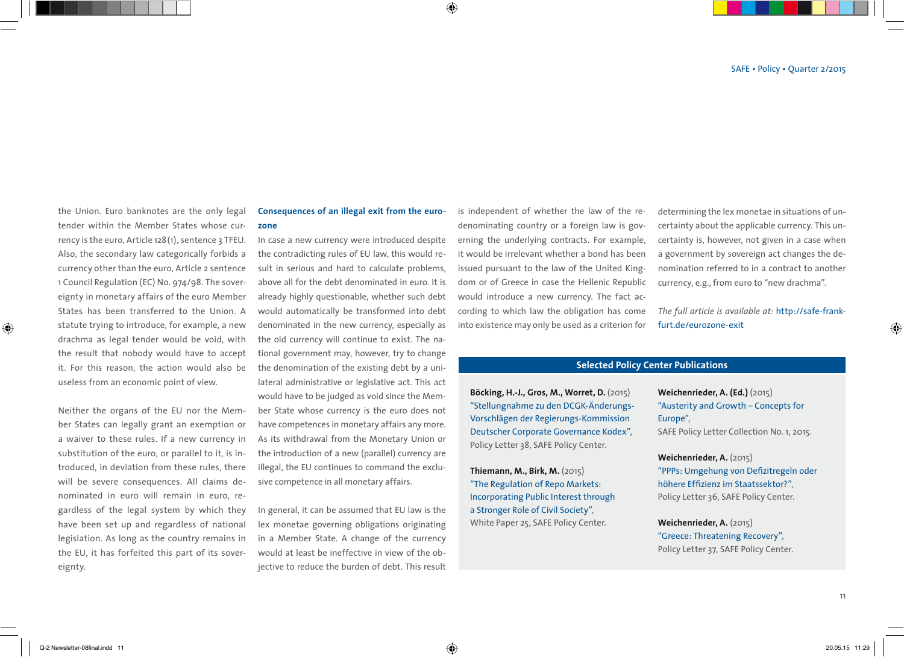the Union. Euro banknotes are the only legal tender within the Member States whose currency is the euro, Article 128(1), sentence 3 TFEU. Also, the secondary law categorically forbids a currency other than the euro, Article 2 sentence 1 Council Regulation (EC) No. 974/98. The sovereignty in monetary affairs of the euro Member States has been transferred to the Union. A statute trying to introduce, for example, a new drachma as legal tender would be void, with the result that nobody would have to accept it. For this reason, the action would also be useless from an economic point of view.

Neither the organs of the EU nor the Member States can legally grant an exemption or a waiver to these rules. If a new currency in substitution of the euro, or parallel to it, is introduced, in deviation from these rules, there will be severe consequences. All claims denominated in euro will remain in euro, regardless of the legal system by which they have been set up and regardless of national legislation. As long as the country remains in the EU, it has forfeited this part of its sovereignty.

### Consequences of an illegal exit from the eurozone

In case a new currency were introduced despite the contradicting rules of EU law, this would result in serious and hard to calculate problems, above all for the debt denominated in euro. It is already highly questionable, whether such debt would automatically be transformed into debt denominated in the new currency, especially as the old currency will continue to exist. The national government may, however, try to change the denomination of the existing debt by a unilateral administrative or legislative act. This act would have to be judged as void since the Member State whose currency is the euro does not have competences in monetary affairs any more. As its withdrawal from the Monetary Union or the introduction of a new (parallel) currency are illegal, the EU continues to command the exclusive competence in all monetary affairs.

In general, it can be assumed that EU law is the lex monetae governing obligations originating in a Member State. A change of the currency would at least be ineffective in view of the objective to reduce the burden of debt. This result is independent of whether the law of the redenominating country or a foreign law is governing the underlying contracts. For example, it would be irrelevant whether a bond has been issued pursuant to the law of the United Kingdom or of Greece in case the Hellenic Republic would introduce a new currency. The fact according to which law the obligation has come into existence may only be used as a criterion for determining the lex monetae in situations of uncertainty about the applicable currency. This uncertainty is, however, not given in a case when a government by sovereign act changes the denomination referred to in a contract to another currency, e.g., from euro to "new drachma".

*The full article is available at:* http://safe-frankfurt.de/eurozone-exit

## Selected Policy Center Publications

**Böcking, H.-J., Gros, M., Worret, D.** (2015)
"Stellungnahme zu den DCGK-Änderungs-Vorschlägen der Regierungs-Kommission Deutscher Corporate Governance Kodex",
Policy Letter 38, SAFE Policy Center.

**Thiemann, M., Birk, M.** (2015)
"The Regulation of Repo Markets: Incorporating Public Interest through a Stronger Role of Civil Society",
White Paper 25, SAFE Policy Center.

**Weichenrieder, A. (Ed.)** (2015)
"Austerity and Growth – Concepts for Europe",
SAFE Policy Letter Collection No. 1, 2015.

**Weichenrieder, A.** (2015)
"PPPs: Umgehung von Defizitregeln oder höhere Effizienz im Staatssektor?",
Policy Letter 36, SAFE Policy Center.

**Weichenrieder, A.** (2015)
"Greece: Threatening Recovery",
Policy Letter 37, SAFE Policy Center.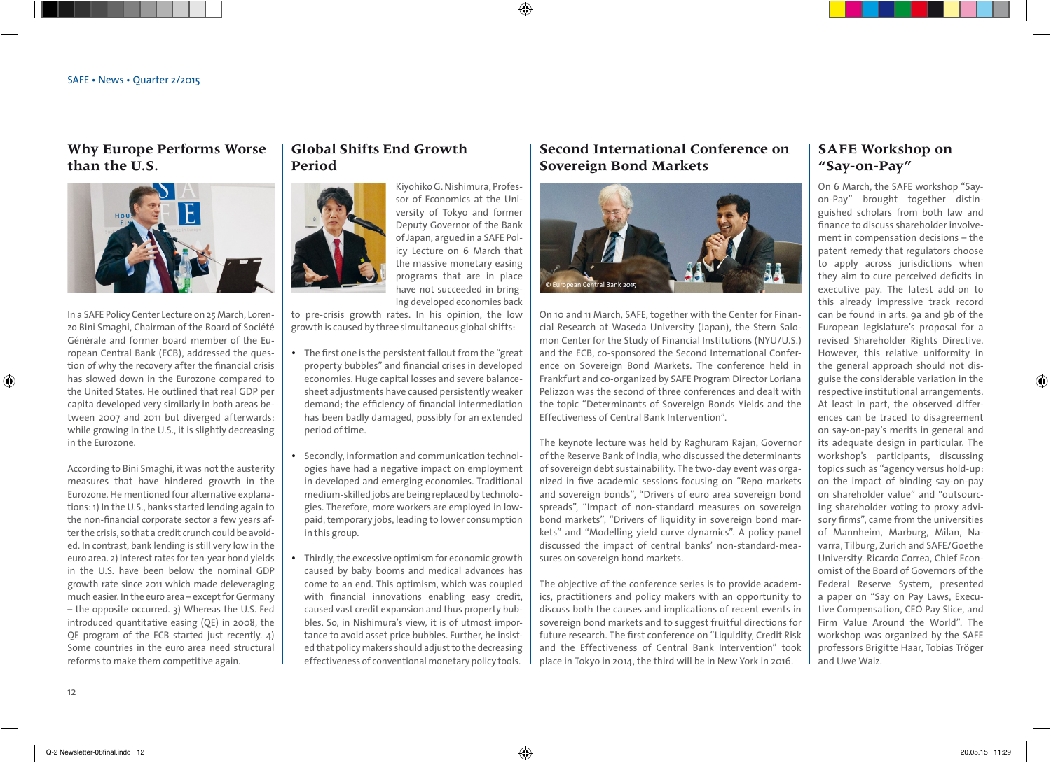## Why Europe Performs Worse than the U.S.

In a SAFE Policy Center Lecture on 25 March, Lorenzo Bini Smaghi, Chairman of the Board of Société Générale and former board member of the European Central Bank (ECB), addressed the question of why the recovery after the financial crisis has slowed down in the Eurozone compared to the United States. He outlined that real GDP per capita developed very similarly in both areas between 2007 and 2011 but diverged afterwards: while growing in the U.S., it is slightly decreasing in the Eurozone.

According to Bini Smaghi, it was not the austerity measures that have hindered growth in the Eurozone. He mentioned four alternative explanations: 1) In the U.S., banks started lending again to the non-financial corporate sector a few years after the crisis, so that a credit crunch could be avoided. In contrast, bank lending is still very low in the euro area. 2) Interest rates for ten-year bond yields in the U.S. have been below the nominal GDP growth rate since 2011 which made deleveraging much easier. In the euro area – except for Germany – the opposite occurred. 3) Whereas the U.S. Fed introduced quantitative easing (QE) in 2008, the QE program of the ECB started just recently. 4) Some countries in the euro area need structural reforms to make them competitive again.

## Global Shifts End Growth Period

Kiyohiko G. Nishimura, Professor of Economics at the University of Tokyo and former Deputy Governor of the Bank of Japan, argued in a SAFE Policy Lecture on 6 March that the massive monetary easing programs that are in place have not succeeded in bringing developed economies back to pre-crisis growth rates. In his opinion, the low growth is caused by three simultaneous global shifts:

- The first one is the persistent fallout from the "great property bubbles" and financial crises in developed economies. Huge capital losses and severe balance-sheet adjustments have caused persistently weaker demand; the efficiency of financial intermediation has been badly damaged, possibly for an extended period of time.
- Secondly, information and communication technologies have had a negative impact on employment in developed and emerging economies. Traditional medium-skilled jobs are being replaced by technologies. Therefore, more workers are employed in low-paid, temporary jobs, leading to lower consumption in this group.
- Thirdly, the excessive optimism for economic growth caused by baby booms and medical advances has come to an end. This optimism, which was coupled with financial innovations enabling easy credit, caused vast credit expansion and thus property bubbles. So, in Nishimura's view, it is of utmost importance to avoid asset price bubbles. Further, he insisted that policy makers should adjust to the decreasing effectiveness of conventional monetary policy tools.

## Second International Conference on Sovereign Bond Markets

© European Central Bank 2015

On 10 and 11 March, SAFE, together with the Center for Financial Research at Waseda University (Japan), the Stern Salomon Center for the Study of Financial Institutions (NYU/U.S.) and the ECB, co-sponsored the Second International Conference on Sovereign Bond Markets. The conference held in Frankfurt and co-organized by SAFE Program Director Loriana Pelizzon was the second of three conferences and dealt with the topic "Determinants of Sovereign Bonds Yields and the Effectiveness of Central Bank Intervention".

The keynote lecture was held by Raghuram Rajan, Governor of the Reserve Bank of India, who discussed the determinants of sovereign debt sustainability. The two-day event was organized in five academic sessions focusing on "Repo markets and sovereign bonds", "Drivers of euro area sovereign bond spreads", "Impact of non-standard measures on sovereign bond markets", "Drivers of liquidity in sovereign bond markets" and "Modelling yield curve dynamics". A policy panel discussed the impact of central banks' non-standard-measures on sovereign bond markets.

The objective of the conference series is to provide academics, practitioners and policy makers with an opportunity to discuss both the causes and implications of recent events in sovereign bond markets and to suggest fruitful directions for future research. The first conference on "Liquidity, Credit Risk and the Effectiveness of Central Bank Intervention" took place in Tokyo in 2014, the third will be in New York in 2016.

## SAFE Workshop on "Say-on-Pay"

On 6 March, the SAFE workshop "Say-on-Pay" brought together distinguished scholars from both law and finance to discuss shareholder involvement in compensation decisions – the patent remedy that regulators choose to apply across jurisdictions when they aim to cure perceived deficits in executive pay. The latest add-on to this already impressive track record can be found in arts. 9a and 9b of the European legislature's proposal for a revised Shareholder Rights Directive. However, this relative uniformity in the general approach should not disguise the considerable variation in the respective institutional arrangements. At least in part, the observed differences can be traced to disagreement on say-on-pay's merits in general and its adequate design in particular. The workshop's participants, discussing topics such as "agency versus hold-up: on the impact of binding say-on-pay on shareholder value" and "outsourcing shareholder voting to proxy advisory firms", came from the universities of Mannheim, Marburg, Milan, Navarra, Tilburg, Zurich and SAFE/Goethe University. Ricardo Correa, Chief Economist of the Board of Governors of the Federal Reserve System, presented a paper on "Say on Pay Laws, Executive Compensation, CEO Pay Slice, and Firm Value Around the World". The workshop was organized by the SAFE professors Brigitte Haar, Tobias Tröger and Uwe Walz.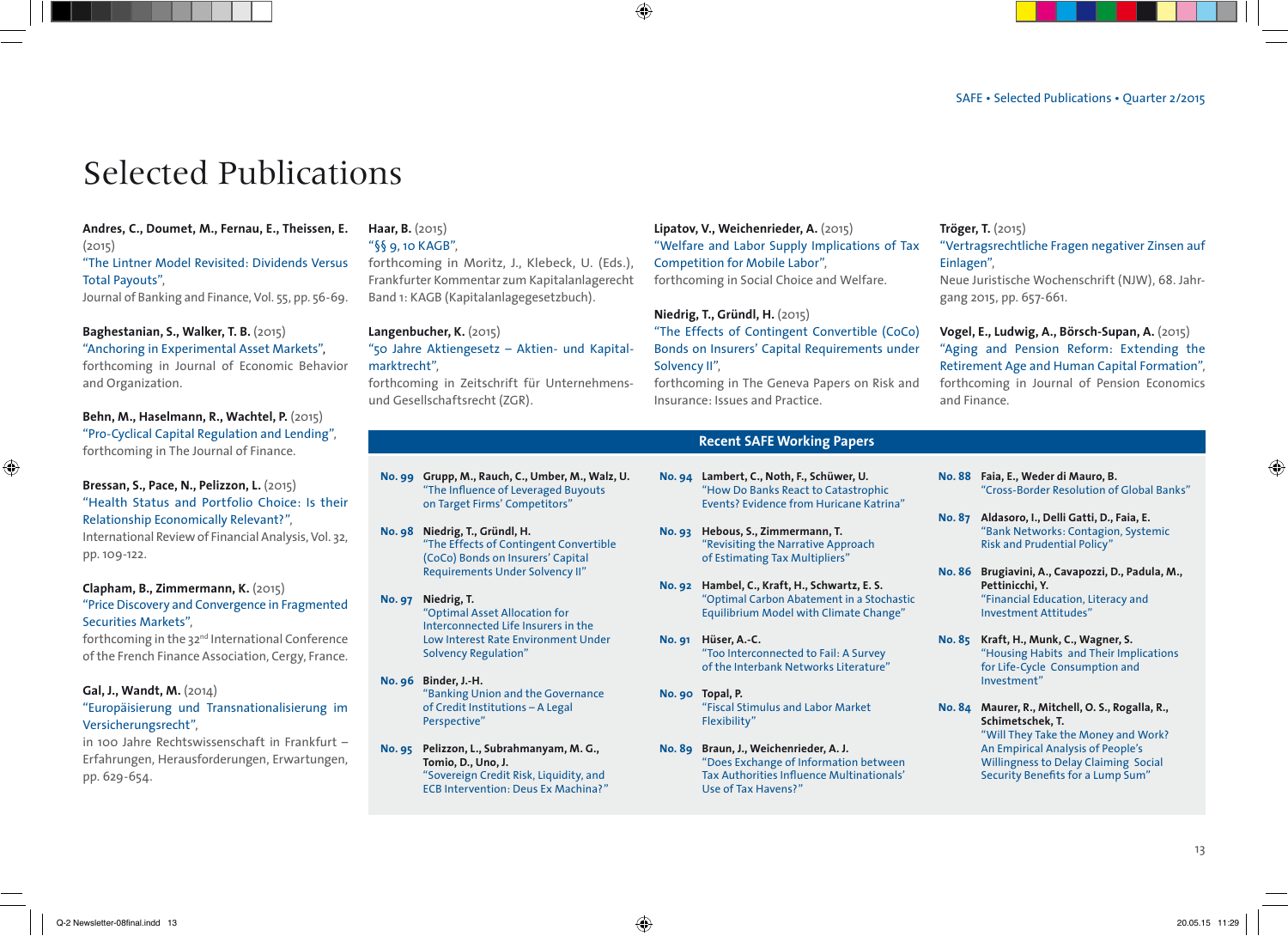# Selected Publications

**Andres, C., Doumet, M., Fernau, E., Theissen, E.** (2015)
"The Lintner Model Revisited: Dividends Versus Total Payouts",
Journal of Banking and Finance, Vol. 55, pp. 56-69.

**Baghestanian, S., Walker, T. B.** (2015)
"Anchoring in Experimental Asset Markets",
forthcoming in Journal of Economic Behavior and Organization.

**Behn, M., Haselmann, R., Wachtel, P.** (2015)
"Pro-Cyclical Capital Regulation and Lending",
forthcoming in The Journal of Finance.

**Bressan, S., Pace, N., Pelizzon, L.** (2015)
"Health Status and Portfolio Choice: Is their Relationship Economically Relevant?",
International Review of Financial Analysis, Vol. 32, pp. 109-122.

**Clapham, B., Zimmermann, K.** (2015)
"Price Discovery and Convergence in Fragmented Securities Markets",
forthcoming in the 32nd International Conference of the French Finance Association, Cergy, France.

**Gal, J., Wandt, M.** (2014)
"Europäisierung und Transnationalisierung im Versicherungsrecht",
in 100 Jahre Rechtswissenschaft in Frankfurt – Erfahrungen, Herausforderungen, Erwartungen, pp. 629-654.

**Haar, B.** (2015)
"§§ 9, 10 KAGB",
forthcoming in Moritz, J., Klebeck, U. (Eds.), Frankfurter Kommentar zum Kapitalanlagerecht Band 1: KAGB (Kapitalanlagegesetzbuch).

**Langenbucher, K.** (2015)
"50 Jahre Aktiengesetz – Aktien- und Kapitalmarktrecht",
forthcoming in Zeitschrift für Unternehmens- und Gesellschaftsrecht (ZGR).

**Lipatov, V., Weichenrieder, A.** (2015)
"Welfare and Labor Supply Implications of Tax Competition for Mobile Labor",
forthcoming in Social Choice and Welfare.

**Niedrig, T., Gründl, H.** (2015)
"The Effects of Contingent Convertible (CoCo) Bonds on Insurers' Capital Requirements under Solvency II",
forthcoming in The Geneva Papers on Risk and Insurance: Issues and Practice.

**Tröger, T.** (2015)
"Vertragsrechtliche Fragen negativer Zinsen auf Einlagen",
Neue Juristische Wochenschrift (NJW), 68. Jahrgang 2015, pp. 657-661.

**Vogel, E., Ludwig, A., Börsch-Supan, A.** (2015)
"Aging and Pension Reform: Extending the Retirement Age and Human Capital Formation",
forthcoming in Journal of Pension Economics and Finance.

## Recent SAFE Working Papers

**No. 99** **Grupp, M., Rauch, C., Umber, M., Walz, U.**
"The Influence of Leveraged Buyouts on Target Firms' Competitors"

**No. 98** **Niedrig, T., Gründl, H.**
"The Effects of Contingent Convertible (CoCo) Bonds on Insurers' Capital Requirements Under Solvency II"

**No. 97** **Niedrig, T.**
"Optimal Asset Allocation for Interconnected Life Insurers in the Low Interest Rate Environment Under Solvency Regulation"

**No. 96** **Binder, J.-H.**
"Banking Union and the Governance of Credit Institutions – A Legal Perspective"

**No. 95** **Pelizzon, L., Subrahmanyam, M. G., Tomio, D., Uno, J.**
"Sovereign Credit Risk, Liquidity, and ECB Intervention: Deus Ex Machina?"

**No. 94** **Lambert, C., Noth, F., Schüwer, U.**
"How Do Banks React to Catastrophic Events? Evidence from Huricane Katrina"

**No. 93** **Hebous, S., Zimmermann, T.**
"Revisiting the Narrative Approach of Estimating Tax Multipliers"

**No. 92** **Hambel, C., Kraft, H., Schwartz, E. S.**
"Optimal Carbon Abatement in a Stochastic Equilibrium Model with Climate Change"

**No. 91** **Hüser, A.-C.**
"Too Interconnected to Fail: A Survey of the Interbank Networks Literature"

**No. 90** **Topal, P.**
"Fiscal Stimulus and Labor Market Flexibility"

**No. 89** **Braun, J., Weichenrieder, A. J.**
"Does Exchange of Information between Tax Authorities Influence Multinationals' Use of Tax Havens?"

**No. 88** **Faia, E., Weder di Mauro, B.**
"Cross-Border Resolution of Global Banks"

**No. 87** **Aldasoro, I., Delli Gatti, D., Faia, E.**
"Bank Networks: Contagion, Systemic Risk and Prudential Policy"

**No. 86** **Brugiavini, A., Cavapozzi, D., Padula, M., Pettinicchi, Y.**
"Financial Education, Literacy and Investment Attitudes"

**No. 85** **Kraft, H., Munk, C., Wagner, S.**
"Housing Habits and Their Implications for Life-Cycle Consumption and Investment"

**No. 84** **Maurer, R., Mitchell, O. S., Rogalla, R., Schimetschek, T.**
"Will They Take the Money and Work? An Empirical Analysis of People's Willingness to Delay Claiming Social Security Benefits for a Lump Sum"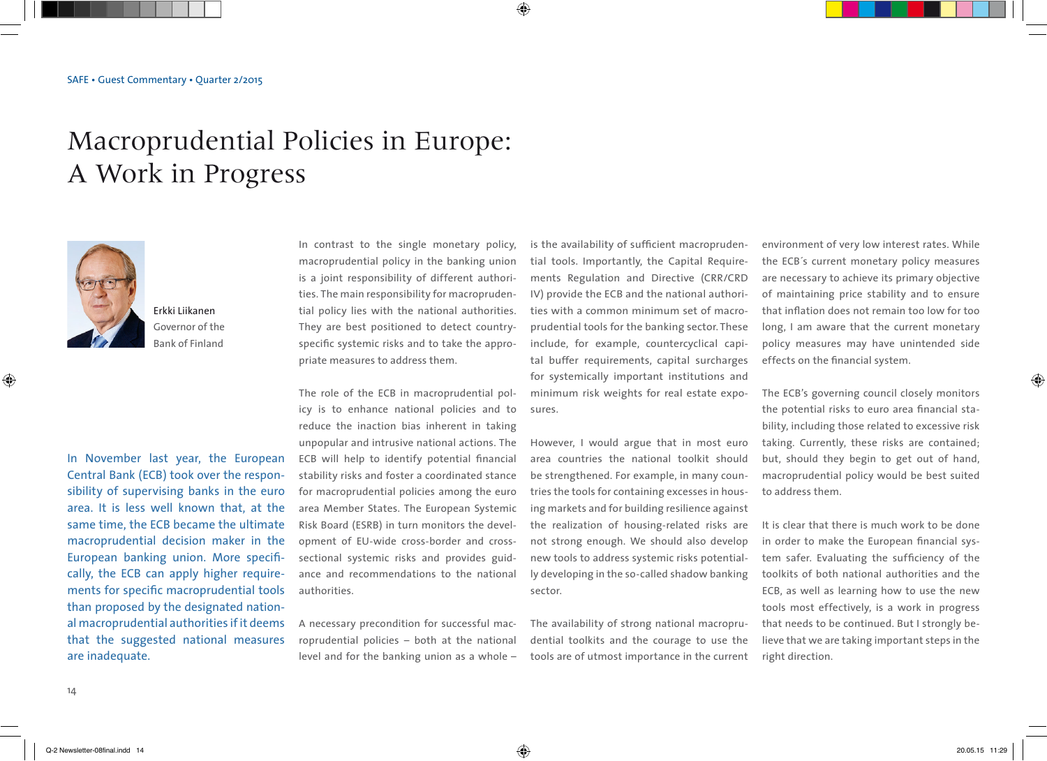SAFE • Guest Commentary • Quarter 2/2015

# Macroprudential Policies in Europe: A Work in Progress

Erkki Liikanen
Governor of the Bank of Finland

In November last year, the European Central Bank (ECB) took over the responsibility of supervising banks in the euro area. It is less well known that, at the same time, the ECB became the ultimate macroprudential decision maker in the European banking union. More specifically, the ECB can apply higher requirements for specific macroprudential tools than proposed by the designated national macroprudential authorities if it deems that the suggested national measures are inadequate.

In contrast to the single monetary policy, macroprudential policy in the banking union is a joint responsibility of different authorities. The main responsibility for macroprudential policy lies with the national authorities. They are best positioned to detect country-specific systemic risks and to take the appropriate measures to address them.

The role of the ECB in macroprudential policy is to enhance national policies and to reduce the inaction bias inherent in taking unpopular and intrusive national actions. The ECB will help to identify potential financial stability risks and foster a coordinated stance for macroprudential policies among the euro area Member States. The European Systemic Risk Board (ESRB) in turn monitors the development of EU-wide cross-border and cross-sectional systemic risks and provides guidance and recommendations to the national authorities.

A necessary precondition for successful macroprudential policies – both at the national level and for the banking union as a whole – is the availability of sufficient macroprudential tools. Importantly, the Capital Requirements Regulation and Directive (CRR/CRD IV) provide the ECB and the national authorities with a common minimum set of macroprudential tools for the banking sector. These include, for example, countercyclical capital buffer requirements, capital surcharges for systemically important institutions and minimum risk weights for real estate exposures.

However, I would argue that in most euro area countries the national toolkit should be strengthened. For example, in many countries the tools for containing excesses in housing markets and for building resilience against the realization of housing-related risks are not strong enough. We should also develop new tools to address systemic risks potentially developing in the so-called shadow banking sector.

The availability of strong national macroprudential toolkits and the courage to use the tools are of utmost importance in the current environment of very low interest rates. While the ECB´s current monetary policy measures are necessary to achieve its primary objective of maintaining price stability and to ensure that inflation does not remain too low for too long, I am aware that the current monetary policy measures may have unintended side effects on the financial system.

The ECB's governing council closely monitors the potential risks to euro area financial stability, including those related to excessive risk taking. Currently, these risks are contained; but, should they begin to get out of hand, macroprudential policy would be best suited to address them.

It is clear that there is much work to be done in order to make the European financial system safer. Evaluating the sufficiency of the toolkits of both national authorities and the ECB, as well as learning how to use the new tools most effectively, is a work in progress that needs to be continued. But I strongly believe that we are taking important steps in the right direction.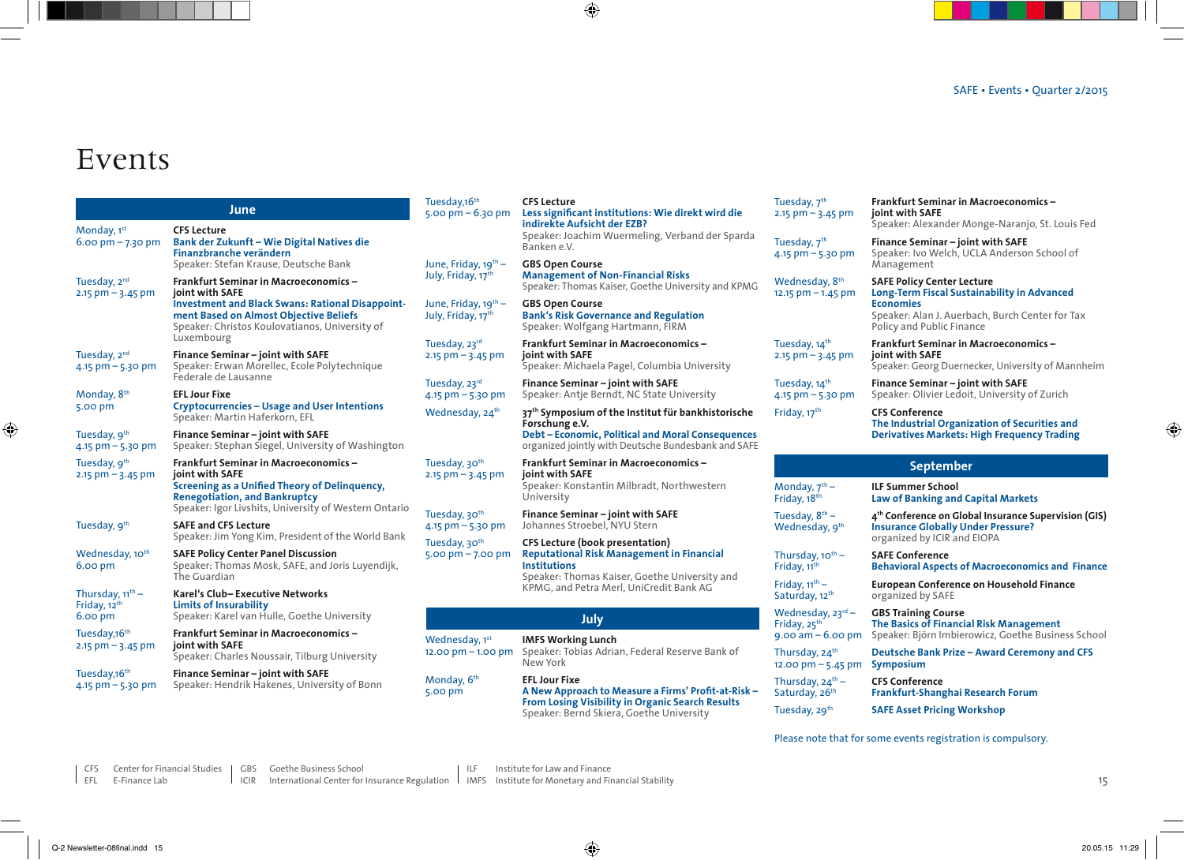# Events

## June

**Monday, 1st**, 6.00 pm – 7.30 pm
**CFS Lecture**
**Bank der Zukunft – Wie Digital Natives die Finanzbranche verändern**
Speaker: Stefan Krause, Deutsche Bank

**Tuesday, 2nd**, 2.15 pm – 3.45 pm
**Frankfurt Seminar in Macroeconomics – joint with SAFE**
**Investment and Black Swans: Rational Disappointment Based on Almost Objective Beliefs**
Speaker: Christos Koulovatianos, University of Luxembourg

**Tuesday, 2nd**, 4.15 pm – 5.30 pm
**Finance Seminar – joint with SAFE**
Speaker: Erwan Morellec, Ecole Polytechnique Federale de Lausanne

**Monday, 8th**, 5.00 pm
**EFL Jour Fixe**
**Cryptocurrencies – Usage and User Intentions**
Speaker: Martin Haferkorn, EFL

**Tuesday, 9th**, 4.15 pm – 5.30 pm
**Finance Seminar – joint with SAFE**
Speaker: Stephan Siegel, University of Washington

**Tuesday, 9th**, 2.15 pm – 3.45 pm
**Frankfurt Seminar in Macroeconomics – joint with SAFE**
**Screening as a Unified Theory of Delinquency, Renegotiation, and Bankruptcy**
Speaker: Igor Livshits, University of Western Ontario

**Tuesday, 9th**
**SAFE and CFS Lecture**
Speaker: Jim Yong Kim, President of the World Bank

**Wednesday, 10th**, 6.00 pm
**SAFE Policy Center Panel Discussion**
Speaker: Thomas Mosk, SAFE, and Joris Luyendijk, The Guardian

**Thursday, 11th – Friday, 12th**, 6.00 pm
**Karel's Club– Executive Networks**
**Limits of Insurability**
Speaker: Karel van Hulle, Goethe University

**Tuesday,16th**, 2.15 pm – 3.45 pm
**Frankfurt Seminar in Macroeconomics – joint with SAFE**
Speaker: Charles Noussair, Tilburg University

**Tuesday,16th**, 4.15 pm – 5.30 pm
**Finance Seminar – joint with SAFE**
Speaker: Hendrik Hakenes, University of Bonn

**Tuesday,16th**, 5.00 pm – 6.30 pm
**CFS Lecture**
**Less significant institutions: Wie direkt wird die indirekte Aufsicht der EZB?**
Speaker: Joachim Wuermeling, Verband der Sparda Banken e.V.

**June, Friday, 19th – July, Friday, 17th**
**GBS Open Course**
**Management of Non-Financial Risks**
Speaker: Thomas Kaiser, Goethe University and KPMG

**June, Friday, 19th – July, Friday, 17th**
**GBS Open Course**
**Bank's Risk Governance and Regulation**
Speaker: Wolfgang Hartmann, FIRM

**Tuesday, 23rd**, 2.15 pm – 3.45 pm
**Frankfurt Seminar in Macroeconomics – joint with SAFE**
Speaker: Michaela Pagel, Columbia University

**Tuesday, 23rd**, 4.15 pm – 5.30 pm
**Finance Seminar – joint with SAFE**
Speaker: Antje Berndt, NC State University

**Wednesday, 24th**
**37th Symposium of the Institut für bankhistorische Forschung e.V.**
**Debt – Economic, Political and Moral Consequences**
organized jointly with Deutsche Bundesbank and SAFE

**Tuesday, 30th**, 2.15 pm – 3.45 pm
**Frankfurt Seminar in Macroeconomics – joint with SAFE**
Speaker: Konstantin Milbradt, Northwestern University

**Tuesday, 30th**, 4.15 pm – 5.30 pm
**Finance Seminar – joint with SAFE**
Johannes Stroebel, NYU Stern

**Tuesday, 30th**, 5.00 pm – 7.00 pm
**CFS Lecture (book presentation)**
**Reputational Risk Management in Financial Institutions**
Speaker: Thomas Kaiser, Goethe University and KPMG, and Petra Merl, UniCredit Bank AG

## July

**Wednesday, 1st**, 12.00 pm – 1.00 pm
**IMFS Working Lunch**
Speaker: Tobias Adrian, Federal Reserve Bank of New York

**Monday, 6th**, 5.00 pm
**EFL Jour Fixe**
**A New Approach to Measure a Firms' Profit-at-Risk – From Losing Visibility in Organic Search Results**
Speaker: Bernd Skiera, Goethe University

**Tuesday, 7th**, 2.15 pm – 3.45 pm
**Frankfurt Seminar in Macroeconomics – joint with SAFE**
Speaker: Alexander Monge-Naranjo, St. Louis Fed

**Tuesday, 7th**, 4.15 pm – 5.30 pm
**Finance Seminar – joint with SAFE**
Speaker: Ivo Welch, UCLA Anderson School of Management

**Wednesday, 8th**, 12.15 pm – 1.45 pm
**SAFE Policy Center Lecture**
**Long-Term Fiscal Sustainability in Advanced Economies**
Speaker: Alan J. Auerbach, Burch Center for Tax Policy and Public Finance

**Tuesday, 14th**, 2.15 pm – 3.45 pm
**Frankfurt Seminar in Macroeconomics – joint with SAFE**
Speaker: Georg Duernecker, University of Mannheim

**Tuesday, 14th**, 4.15 pm – 5.30 pm
**Finance Seminar – joint with SAFE**
Speaker: Olivier Ledoit, University of Zurich

**Friday, 17th**
**CFS Conference**
**The Industrial Organization of Securities and Derivatives Markets: High Frequency Trading**

## September

**Monday, 7th – Friday, 18th**
**ILF Summer School**
**Law of Banking and Capital Markets**

**Tuesday, 8th – Wednesday, 9th**
**4th Conference on Global Insurance Supervision (GIS)**
**Insurance Globally Under Pressure?**
organized by ICIR and EIOPA

**Thursday, 10th – Friday, 11th**
**SAFE Conference**
**Behavioral Aspects of Macroeconomics and Finance**

**Friday, 11th – Saturday, 12th**
**European Conference on Household Finance**
organized by SAFE

**Wednesday, 23rd – Friday, 25th**, 9.00 am – 6.00 pm
**GBS Training Course**
**The Basics of Financial Risk Management**
Speaker: Björn Imbierowicz, Goethe Business School

**Thursday, 24th**, 12.00 pm – 5.45 pm
**Deutsche Bank Prize – Award Ceremony and CFS Symposium**

**Thursday, 24th – Saturday, 26th**
**CFS Conference**
**Frankfurt-Shanghai Research Forum**

**Tuesday, 29th**
**SAFE Asset Pricing Workshop**

Please note that for some events registration is compulsory.

CFS Center for Financial Studies | EFL E-Finance Lab | GBS Goethe Business School | ICIR International Center for Insurance Regulation | ILF Institute for Law and Finance | IMFS Institute for Monetary and Financial Stability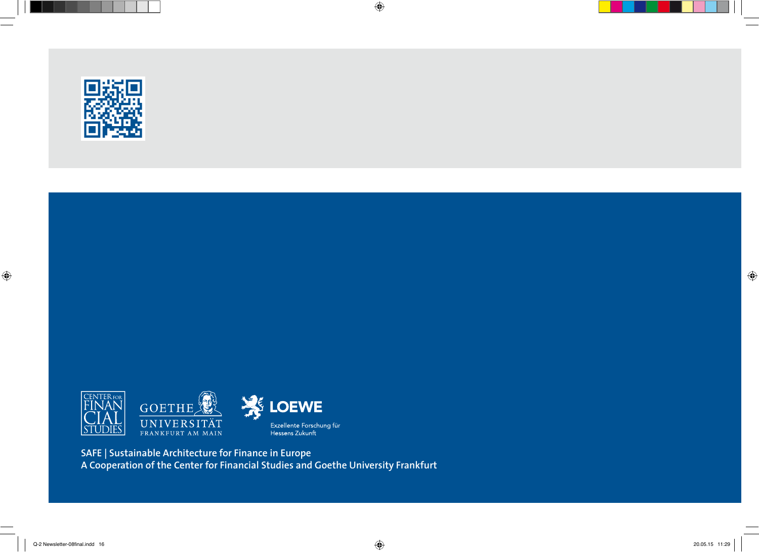CENTER FOR FINANCIAL STUDIES

GOETHE UNIVERSITÄT FRANKFURT AM MAIN

LOEWE

Exzellente Forschung für Hessens Zukunft

SAFE | Sustainable Architecture for Finance in Europe
A Cooperation of the Center for Financial Studies and Goethe University Frankfurt